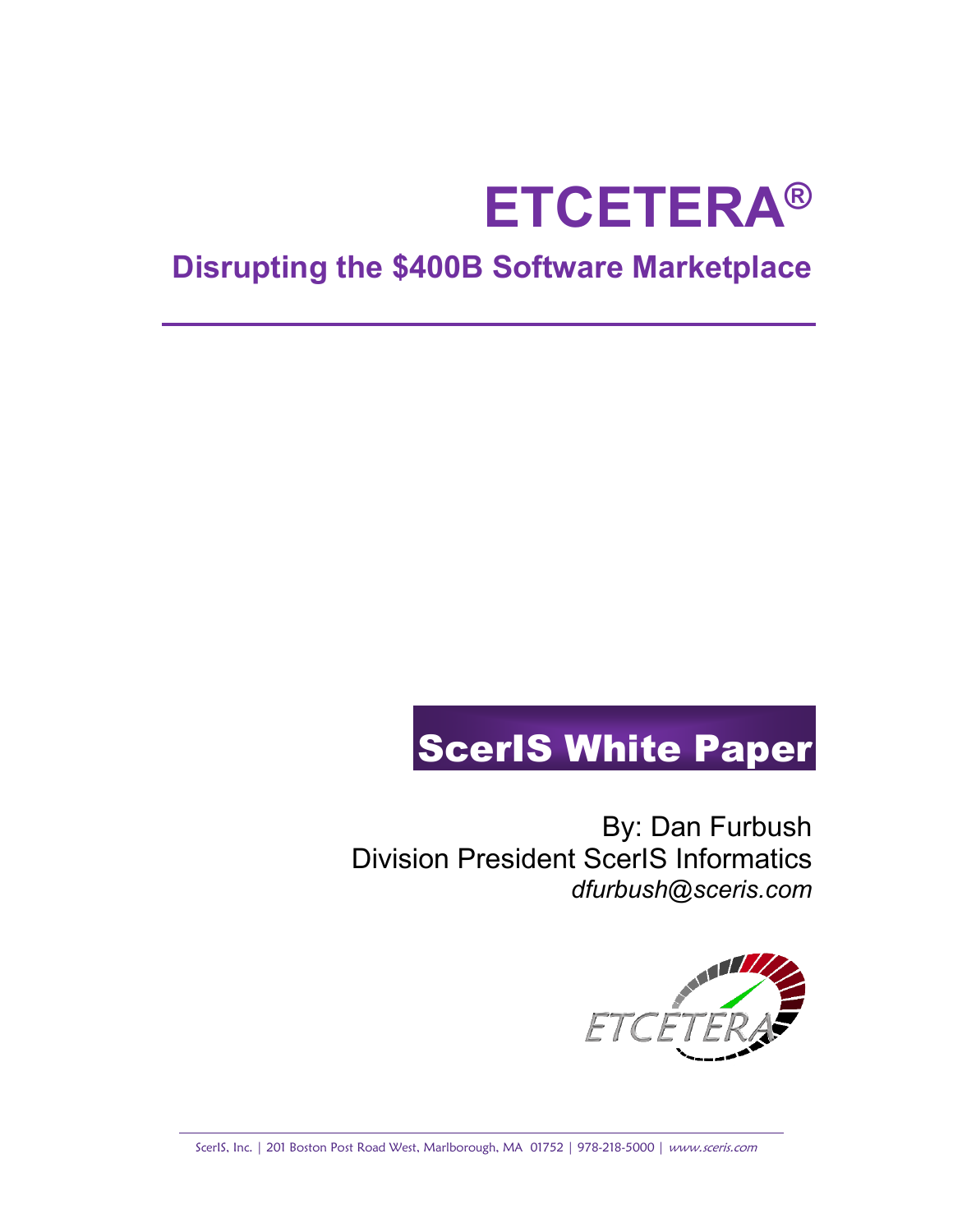# ETCETERA®

## Disrupting the $400B Software Marketplace

**ScerIS White Paper**

By: Dan Furbush
Division President ScerIS Informatics
*dfurbush@sceris.com*

ScerIS, Inc. | 201 Boston Post Road West, Marlborough, MA 01752 | 978-218-5000 | *www.sceris.com*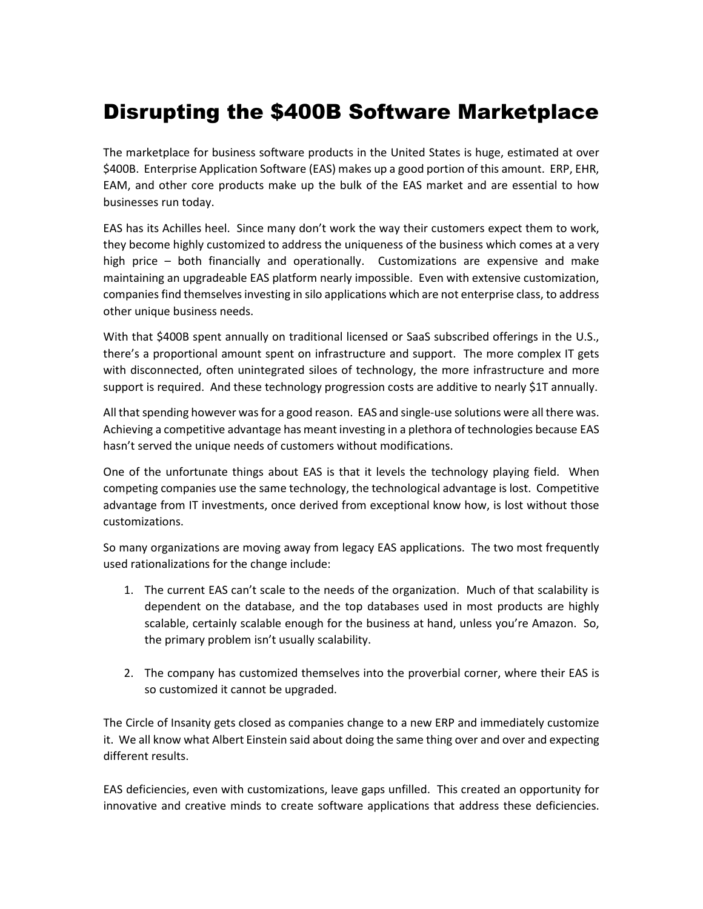# Disrupting the $400B Software Marketplace

The marketplace for business software products in the United States is huge, estimated at over $400B. Enterprise Application Software (EAS) makes up a good portion of this amount. ERP, EHR, EAM, and other core products make up the bulk of the EAS market and are essential to how businesses run today.

EAS has its Achilles heel. Since many don't work the way their customers expect them to work, they become highly customized to address the uniqueness of the business which comes at a very high price – both financially and operationally. Customizations are expensive and make maintaining an upgradeable EAS platform nearly impossible. Even with extensive customization, companies find themselves investing in silo applications which are not enterprise class, to address other unique business needs.

With that $400B spent annually on traditional licensed or SaaS subscribed offerings in the U.S., there's a proportional amount spent on infrastructure and support. The more complex IT gets with disconnected, often unintegrated siloes of technology, the more infrastructure and more support is required. And these technology progression costs are additive to nearly $1T annually.

All that spending however was for a good reason. EAS and single-use solutions were all there was. Achieving a competitive advantage has meant investing in a plethora of technologies because EAS hasn't served the unique needs of customers without modifications.

One of the unfortunate things about EAS is that it levels the technology playing field. When competing companies use the same technology, the technological advantage is lost. Competitive advantage from IT investments, once derived from exceptional know how, is lost without those customizations.

So many organizations are moving away from legacy EAS applications. The two most frequently used rationalizations for the change include:

1. The current EAS can't scale to the needs of the organization. Much of that scalability is dependent on the database, and the top databases used in most products are highly scalable, certainly scalable enough for the business at hand, unless you're Amazon. So, the primary problem isn't usually scalability.

2. The company has customized themselves into the proverbial corner, where their EAS is so customized it cannot be upgraded.

The Circle of Insanity gets closed as companies change to a new ERP and immediately customize it. We all know what Albert Einstein said about doing the same thing over and over and expecting different results.

EAS deficiencies, even with customizations, leave gaps unfilled. This created an opportunity for innovative and creative minds to create software applications that address these deficiencies.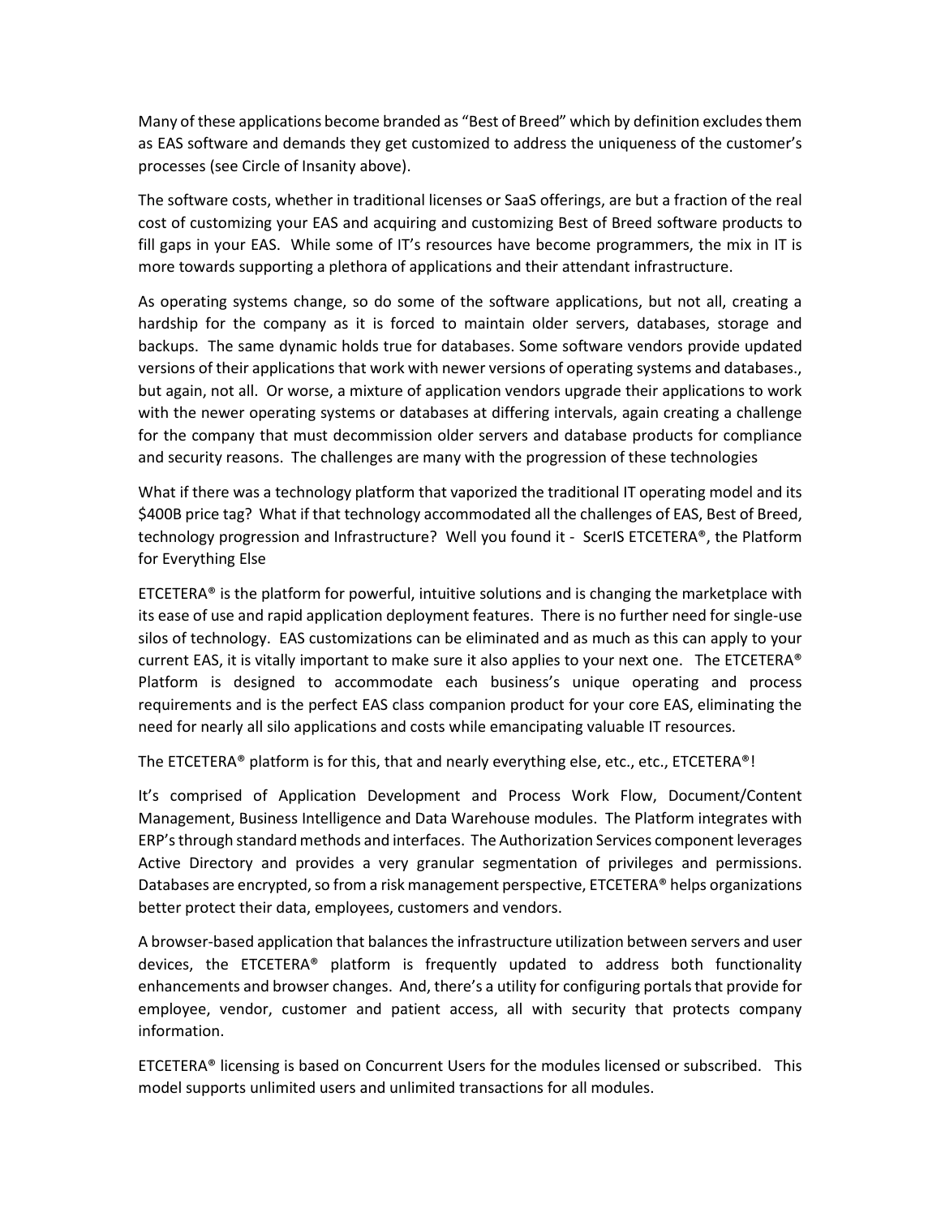Many of these applications become branded as "Best of Breed" which by definition excludes them as EAS software and demands they get customized to address the uniqueness of the customer's processes (see Circle of Insanity above).

The software costs, whether in traditional licenses or SaaS offerings, are but a fraction of the real cost of customizing your EAS and acquiring and customizing Best of Breed software products to fill gaps in your EAS. While some of IT's resources have become programmers, the mix in IT is more towards supporting a plethora of applications and their attendant infrastructure.

As operating systems change, so do some of the software applications, but not all, creating a hardship for the company as it is forced to maintain older servers, databases, storage and backups. The same dynamic holds true for databases. Some software vendors provide updated versions of their applications that work with newer versions of operating systems and databases., but again, not all. Or worse, a mixture of application vendors upgrade their applications to work with the newer operating systems or databases at differing intervals, again creating a challenge for the company that must decommission older servers and database products for compliance and security reasons. The challenges are many with the progression of these technologies

What if there was a technology platform that vaporized the traditional IT operating model and its $400B price tag? What if that technology accommodated all the challenges of EAS, Best of Breed, technology progression and Infrastructure? Well you found it - ScerIS ETCETERA®, the Platform for Everything Else

ETCETERA® is the platform for powerful, intuitive solutions and is changing the marketplace with its ease of use and rapid application deployment features. There is no further need for single-use silos of technology. EAS customizations can be eliminated and as much as this can apply to your current EAS, it is vitally important to make sure it also applies to your next one. The ETCETERA® Platform is designed to accommodate each business's unique operating and process requirements and is the perfect EAS class companion product for your core EAS, eliminating the need for nearly all silo applications and costs while emancipating valuable IT resources.

The ETCETERA® platform is for this, that and nearly everything else, etc., etc., ETCETERA®!

It's comprised of Application Development and Process Work Flow, Document/Content Management, Business Intelligence and Data Warehouse modules. The Platform integrates with ERP's through standard methods and interfaces. The Authorization Services component leverages Active Directory and provides a very granular segmentation of privileges and permissions. Databases are encrypted, so from a risk management perspective, ETCETERA® helps organizations better protect their data, employees, customers and vendors.

A browser-based application that balances the infrastructure utilization between servers and user devices, the ETCETERA® platform is frequently updated to address both functionality enhancements and browser changes. And, there's a utility for configuring portals that provide for employee, vendor, customer and patient access, all with security that protects company information.

ETCETERA® licensing is based on Concurrent Users for the modules licensed or subscribed. This model supports unlimited users and unlimited transactions for all modules.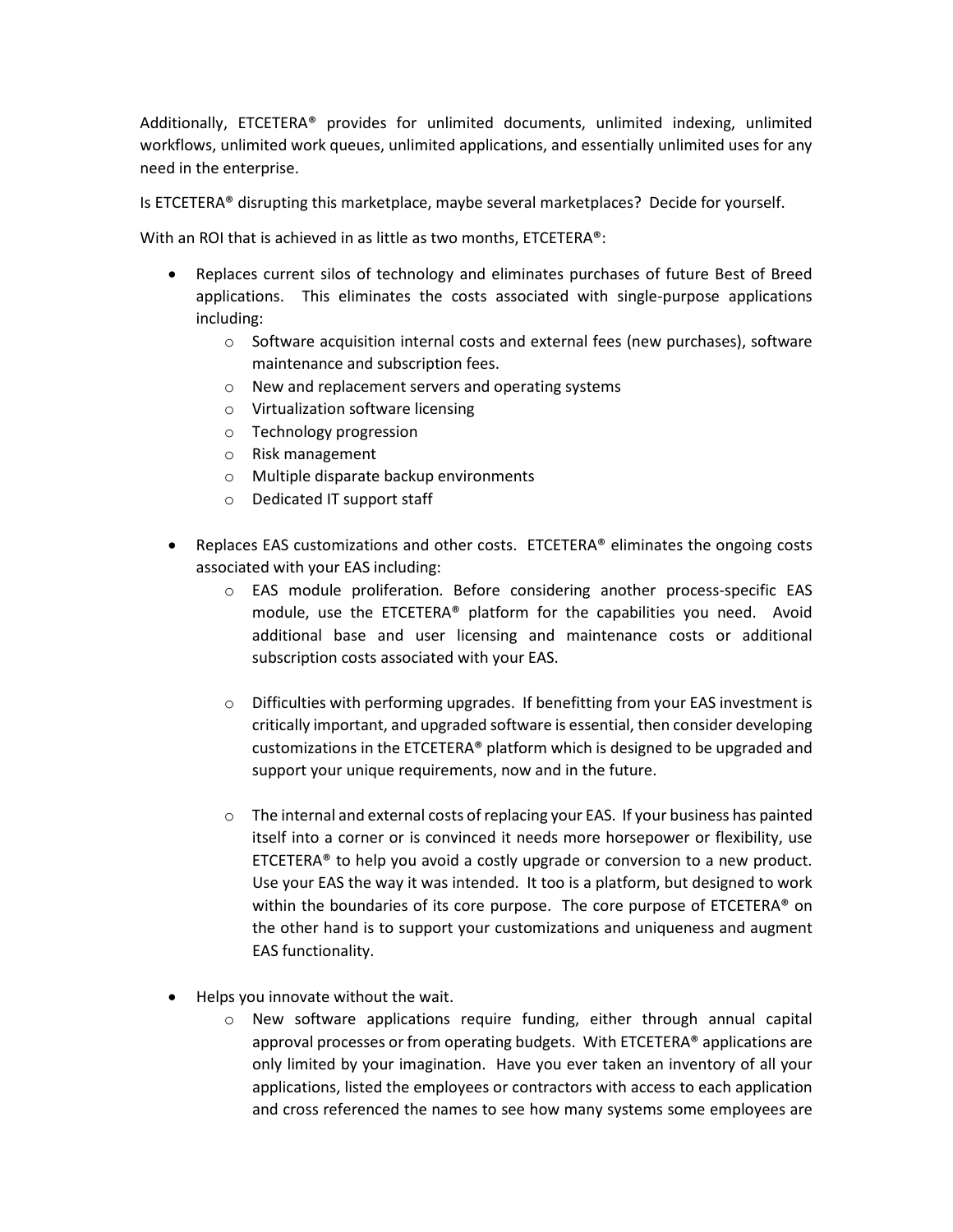Additionally, ETCETERA® provides for unlimited documents, unlimited indexing, unlimited workflows, unlimited work queues, unlimited applications, and essentially unlimited uses for any need in the enterprise.

Is ETCETERA® disrupting this marketplace, maybe several marketplaces? Decide for yourself.

With an ROI that is achieved in as little as two months, ETCETERA®:

- Replaces current silos of technology and eliminates purchases of future Best of Breed applications. This eliminates the costs associated with single-purpose applications including:
  - Software acquisition internal costs and external fees (new purchases), software maintenance and subscription fees.
  - New and replacement servers and operating systems
  - Virtualization software licensing
  - Technology progression
  - Risk management
  - Multiple disparate backup environments
  - Dedicated IT support staff

- Replaces EAS customizations and other costs. ETCETERA® eliminates the ongoing costs associated with your EAS including:
  - EAS module proliferation. Before considering another process-specific EAS module, use the ETCETERA® platform for the capabilities you need. Avoid additional base and user licensing and maintenance costs or additional subscription costs associated with your EAS.

  - Difficulties with performing upgrades. If benefitting from your EAS investment is critically important, and upgraded software is essential, then consider developing customizations in the ETCETERA® platform which is designed to be upgraded and support your unique requirements, now and in the future.

  - The internal and external costs of replacing your EAS. If your business has painted itself into a corner or is convinced it needs more horsepower or flexibility, use ETCETERA® to help you avoid a costly upgrade or conversion to a new product. Use your EAS the way it was intended. It too is a platform, but designed to work within the boundaries of its core purpose. The core purpose of ETCETERA® on the other hand is to support your customizations and uniqueness and augment EAS functionality.

- Helps you innovate without the wait.
  - New software applications require funding, either through annual capital approval processes or from operating budgets. With ETCETERA® applications are only limited by your imagination. Have you ever taken an inventory of all your applications, listed the employees or contractors with access to each application and cross referenced the names to see how many systems some employees are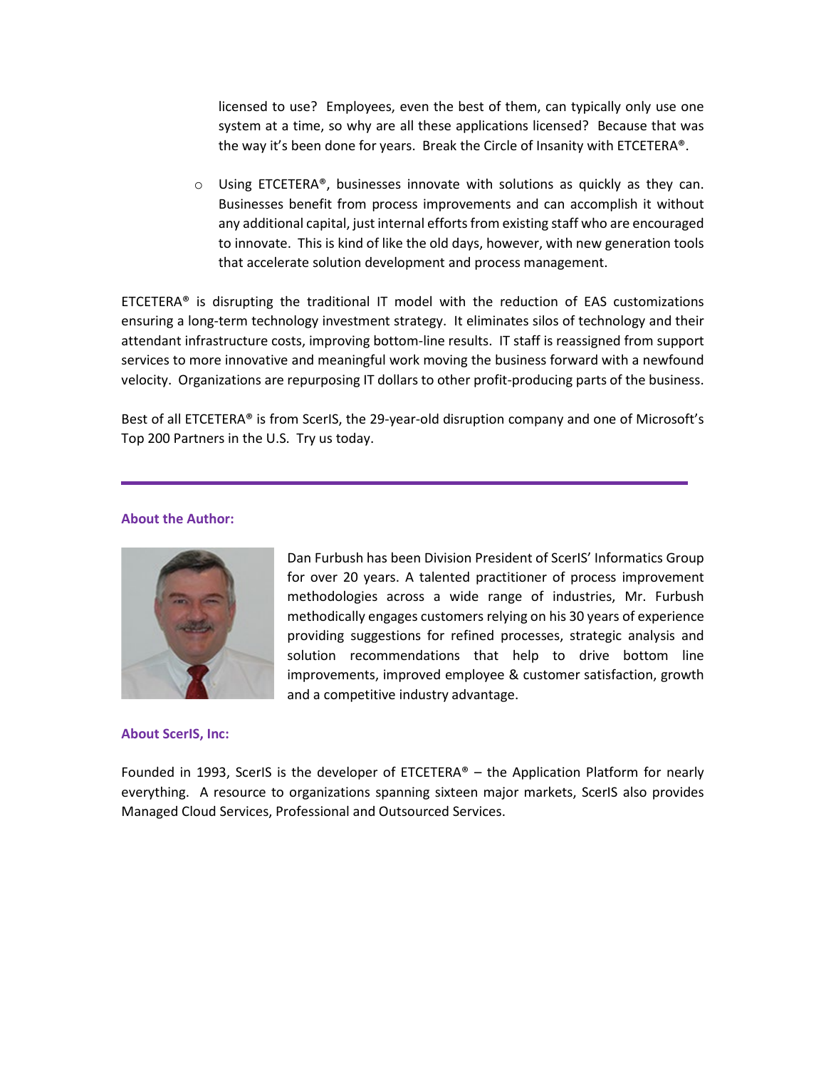licensed to use? Employees, even the best of them, can typically only use one system at a time, so why are all these applications licensed? Because that was the way it's been done for years. Break the Circle of Insanity with ETCETERA®.

- Using ETCETERA®, businesses innovate with solutions as quickly as they can. Businesses benefit from process improvements and can accomplish it without any additional capital, just internal efforts from existing staff who are encouraged to innovate. This is kind of like the old days, however, with new generation tools that accelerate solution development and process management.

ETCETERA® is disrupting the traditional IT model with the reduction of EAS customizations ensuring a long-term technology investment strategy. It eliminates silos of technology and their attendant infrastructure costs, improving bottom-line results. IT staff is reassigned from support services to more innovative and meaningful work moving the business forward with a newfound velocity. Organizations are repurposing IT dollars to other profit-producing parts of the business.

Best of all ETCETERA® is from ScerIS, the 29-year-old disruption company and one of Microsoft's Top 200 Partners in the U.S. Try us today.

---

### About the Author:

Dan Furbush has been Division President of ScerIS' Informatics Group for over 20 years. A talented practitioner of process improvement methodologies across a wide range of industries, Mr. Furbush methodically engages customers relying on his 30 years of experience providing suggestions for refined processes, strategic analysis and solution recommendations that help to drive bottom line improvements, improved employee & customer satisfaction, growth and a competitive industry advantage.

### About ScerIS, Inc:

Founded in 1993, ScerIS is the developer of ETCETERA® – the Application Platform for nearly everything. A resource to organizations spanning sixteen major markets, ScerIS also provides Managed Cloud Services, Professional and Outsourced Services.